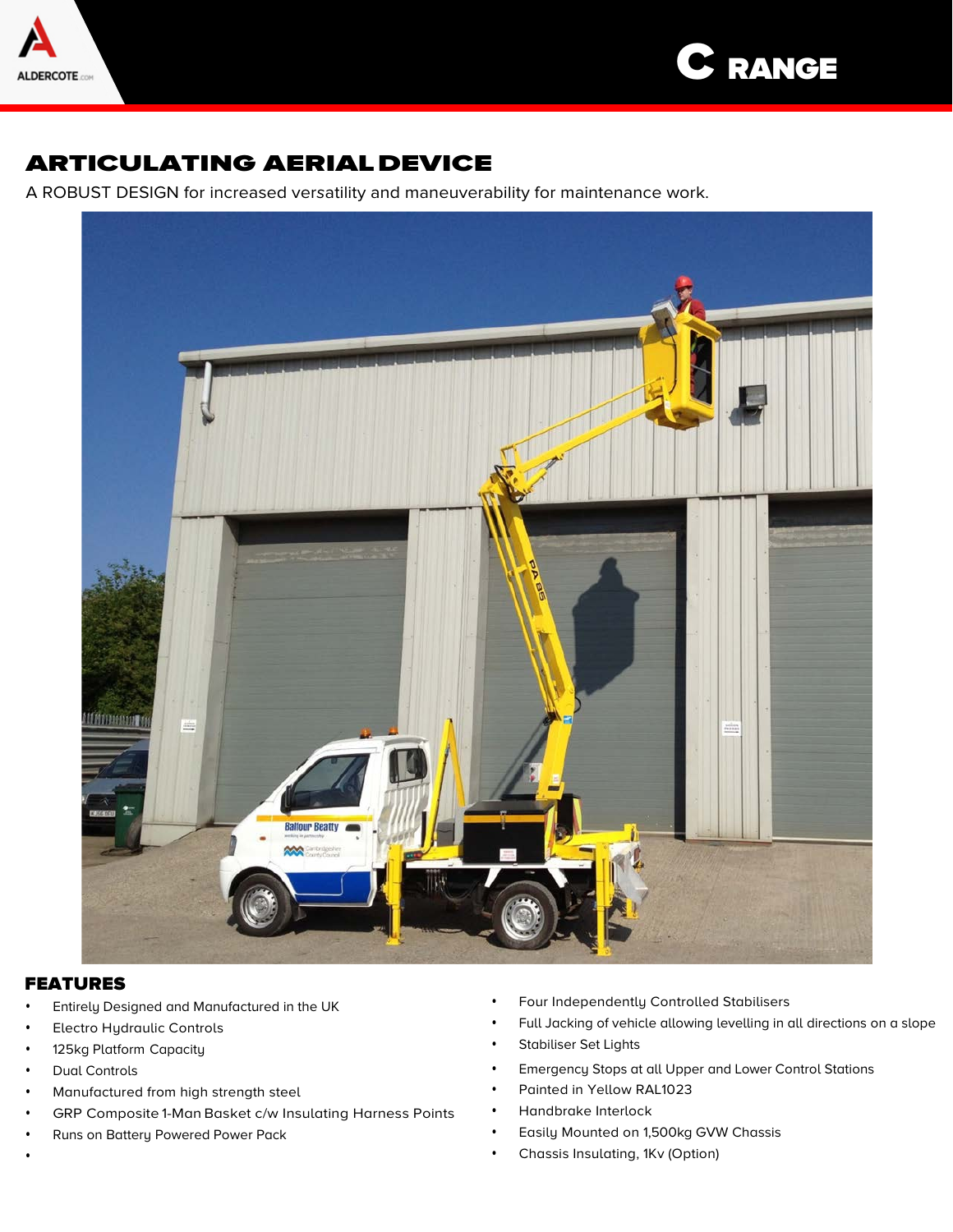# C RANGE

## ARTICULATING AERIAL DEVICE

A ROBUST DESIGN for increased versatility and maneuverability for maintenance work.

### FEATURES

- Entirely Designed and Manufactured in the UK
- Electro Hydraulic Controls
- 125kg Platform Capacity
- Dual Controls
- Manufactured from high strength steel
- GRP Composite 1-Man Basket c/w Insulating Harness Points
- Runs on Battery Powered Power Pack
- Four Independently Controlled Stabilisers
- Full Jacking of vehicle allowing levelling in all directions on a slope
- Stabiliser Set Lights
- Emergency Stops at all Upper and Lower Control Stations
- Painted in Yellow RAL1023
- Handbrake Interlock
- Easily Mounted on 1,500kg GVW Chassis
- Chassis Insulating, 1Kv (Option)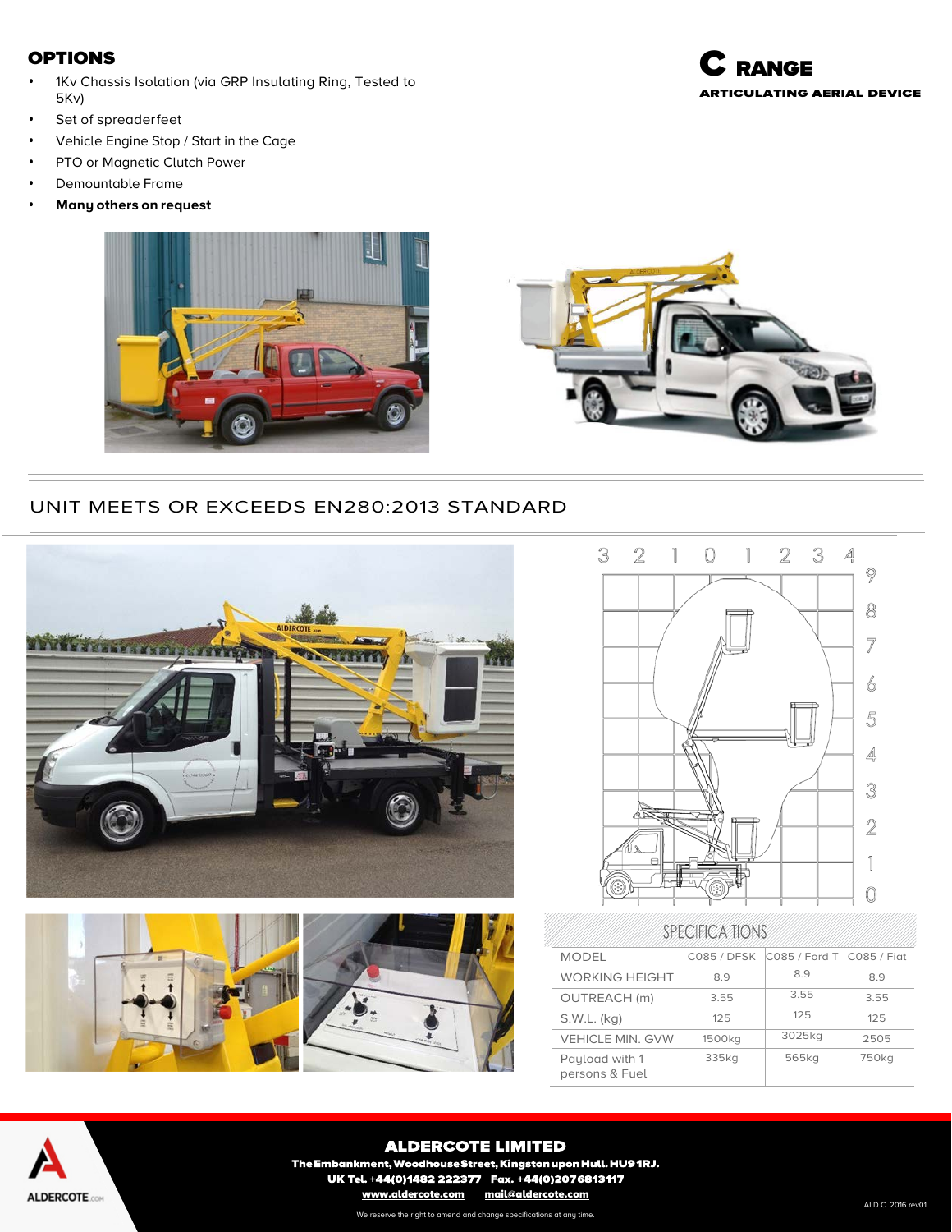## C RANGE

**ARTICULATING AERIAL DEVICE**

## OPTIONS

- 1Kv Chassis Isolation (via GRP Insulating Ring, Tested to 5Kv)
- Set of spreaderfeet
- Vehicle Engine Stop / Start in the Cage
- PTO or Magnetic Clutch Power
- Demountable Frame
- **Many others on request**

## UNIT MEETS OR EXCEEDS EN280:2013 STANDARD

3 2 1 0 1 2 3 4

9 8 7 6 5 4 3 2 1 0

### SPECIFICATIONS

| MODEL | C085 / DFSK | C085 / Ford T | C085 / Fiat |
|---|---|---|---|
| WORKING HEIGHT | 8.9 | 8.9 | 8.9 |
| OUTREACH (m) | 3.55 | 3.55 | 3.55 |
| S.W.L. (kg) | 125 | 125 | 125 |
| VEHICLE MIN. GVW | 1500kg | 3025kg | 2505 |
| Payload with 1 persons & Fuel | 335kg | 565kg | 750kg |

**ALDERCOTE LIMITED**

**The Embankment, Woodhouse Street, Kingston upon Hull. HU9 1RJ.**

**UK Tel. +44(0)1482 222377 Fax. +44(0)2076813117**

**www.aldercote.com mail@aldercote.com**

We reserve the right to amend and change specifications at any time.

ALD C 2016 rev01